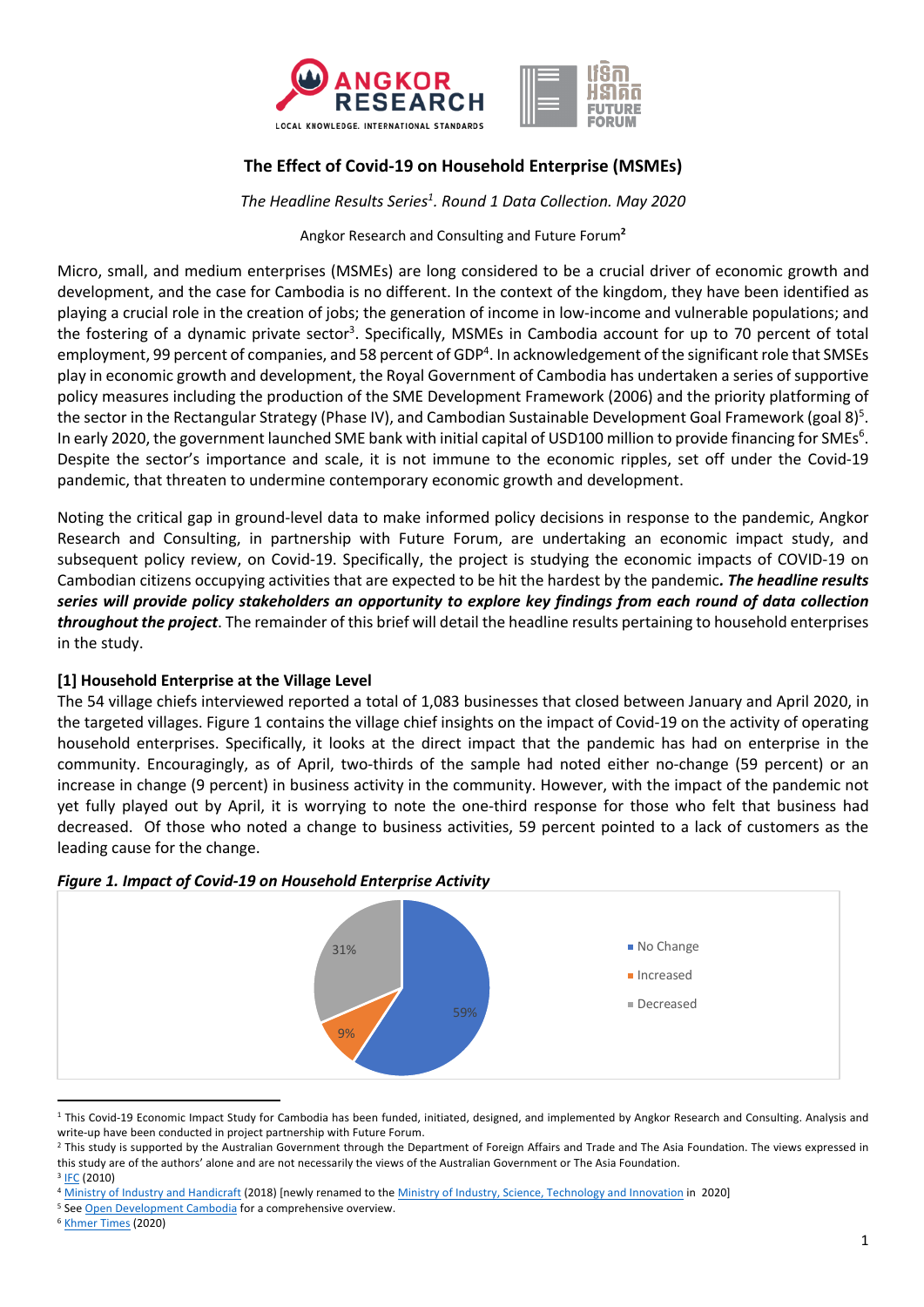# The Effect of Covid-19 on Household Enterprise (MSMEs)

*The Headline Results Series[1]. Round 1 Data Collection. May 2020*

Angkor Research and Consulting and Future Forum[2]

Micro, small, and medium enterprises (MSMEs) are long considered to be a crucial driver of economic growth and development, and the case for Cambodia is no different. In the context of the kingdom, they have been identified as playing a crucial role in the creation of jobs; the generation of income in low-income and vulnerable populations; and the fostering of a dynamic private sector[3]. Specifically, MSMEs in Cambodia account for up to 70 percent of total employment, 99 percent of companies, and 58 percent of GDP[4]. In acknowledgement of the significant role that SMSEs play in economic growth and development, the Royal Government of Cambodia has undertaken a series of supportive policy measures including the production of the SME Development Framework (2006) and the priority platforming of the sector in the Rectangular Strategy (Phase IV), and Cambodian Sustainable Development Goal Framework (goal 8)[5]. In early 2020, the government launched SME bank with initial capital of USD100 million to provide financing for SMEs[6]. Despite the sector's importance and scale, it is not immune to the economic ripples, set off under the Covid-19 pandemic, that threaten to undermine contemporary economic growth and development.

Noting the critical gap in ground-level data to make informed policy decisions in response to the pandemic, Angkor Research and Consulting, in partnership with Future Forum, are undertaking an economic impact study, and subsequent policy review, on Covid-19. Specifically, the project is studying the economic impacts of COVID-19 on Cambodian citizens occupying activities that are expected to be hit the hardest by the pandemic*. **The headline results series will provide policy stakeholders an opportunity to explore key findings from each round of data collection throughout the project***. The remainder of this brief will detail the headline results pertaining to household enterprises in the study.

### [1] Household Enterprise at the Village Level

The 54 village chiefs interviewed reported a total of 1,083 businesses that closed between January and April 2020, in the targeted villages. Figure 1 contains the village chief insights on the impact of Covid-19 on the activity of operating household enterprises. Specifically, it looks at the direct impact that the pandemic has had on enterprise in the community. Encouragingly, as of April, two-thirds of the sample had noted either no-change (59 percent) or an increase in change (9 percent) in business activity in the community. However, with the impact of the pandemic not yet fully played out by April, it is worrying to note the one-third response for those who felt that business had decreased. Of those who noted a change to business activities, 59 percent pointed to a lack of customers as the leading cause for the change.

***Figure 1. Impact of Covid-19 on Household Enterprise Activity***

| Category | Percent |
|---|---|
| No Change | 59% |
| Increased | 9% |
| Decreased | 31% |

---

[1] This Covid-19 Economic Impact Study for Cambodia has been funded, initiated, designed, and implemented by Angkor Research and Consulting. Analysis and write-up have been conducted in project partnership with Future Forum.

[2] This study is supported by the Australian Government through the Department of Foreign Affairs and Trade and The Asia Foundation. The views expressed in this study are of the authors' alone and are not necessarily the views of the Australian Government or The Asia Foundation.

[3] IFC (2010)

[4] Ministry of Industry and Handicraft (2018) [newly renamed to the Ministry of Industry, Science, Technology and Innovation in 2020]

[5] See Open Development Cambodia for a comprehensive overview.

[6] Khmer Times (2020)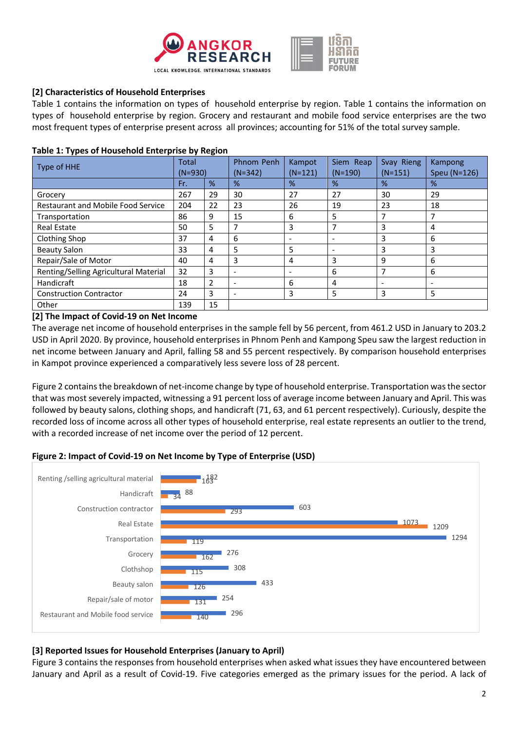### [2] Characteristics of Household Enterprises

Table 1 contains the information on types of household enterprise by region. Table 1 contains the information on types of household enterprise by region. Grocery and restaurant and mobile food service enterprises are the two most frequent types of enterprise present across all provinces; accounting for 51% of the total survey sample.

**Table 1: Types of Household Enterprise by Region**

| Type of HHE | Total (N=930) | | Phnom Penh (N=342) | Kampot (N=121) | Siem Reap (N=190) | Svay Rieng (N=151) | Kampong Speu (N=126) |
|---|---|---|---|---|---|---|---|
| | Fr. | % | % | % | % | % | % |
| Grocery | 267 | 29 | 30 | 27 | 27 | 30 | 29 |
| Restaurant and Mobile Food Service | 204 | 22 | 23 | 26 | 19 | 23 | 18 |
| Transportation | 86 | 9 | 15 | 6 | 5 | 7 | 7 |
| Real Estate | 50 | 5 | 7 | 3 | 7 | 3 | 4 |
| Clothing Shop | 37 | 4 | 6 | - | - | 3 | 6 |
| Beauty Salon | 33 | 4 | 5 | 5 | - | 3 | 3 |
| Repair/Sale of Motor | 40 | 4 | 3 | 4 | 3 | 9 | 6 |
| Renting/Selling Agricultural Material | 32 | 3 | - | - | 6 | 7 | 6 |
| Handicraft | 18 | 2 | - | 6 | 4 | - | - |
| Construction Contractor | 24 | 3 | - | 3 | 5 | 3 | 5 |
| Other | 139 | 15 | | | | | |

### [2] The Impact of Covid-19 on Net Income

The average net income of household enterprises in the sample fell by 56 percent, from 461.2 USD in January to 203.2 USD in April 2020. By province, household enterprises in Phnom Penh and Kampong Speu saw the largest reduction in net income between January and April, falling 58 and 55 percent respectively. By comparison household enterprises in Kampot province experienced a comparatively less severe loss of 28 percent.

Figure 2 contains the breakdown of net-income change by type of household enterprise. Transportation was the sector that was most severely impacted, witnessing a 91 percent loss of average income between January and April. This was followed by beauty salons, clothing shops, and handicraft (71, 63, and 61 percent respectively). Curiously, despite the recorded loss of income across all other types of household enterprise, real estate represents an outlier to the trend, with a recorded increase of net income over the period of 12 percent.

**Figure 2: Impact of Covid-19 on Net Income by Type of Enterprise (USD)**

### [3] Reported Issues for Household Enterprises (January to April)

Figure 3 contains the responses from household enterprises when asked what issues they have encountered between January and April as a result of Covid-19. Five categories emerged as the primary issues for the period. A lack of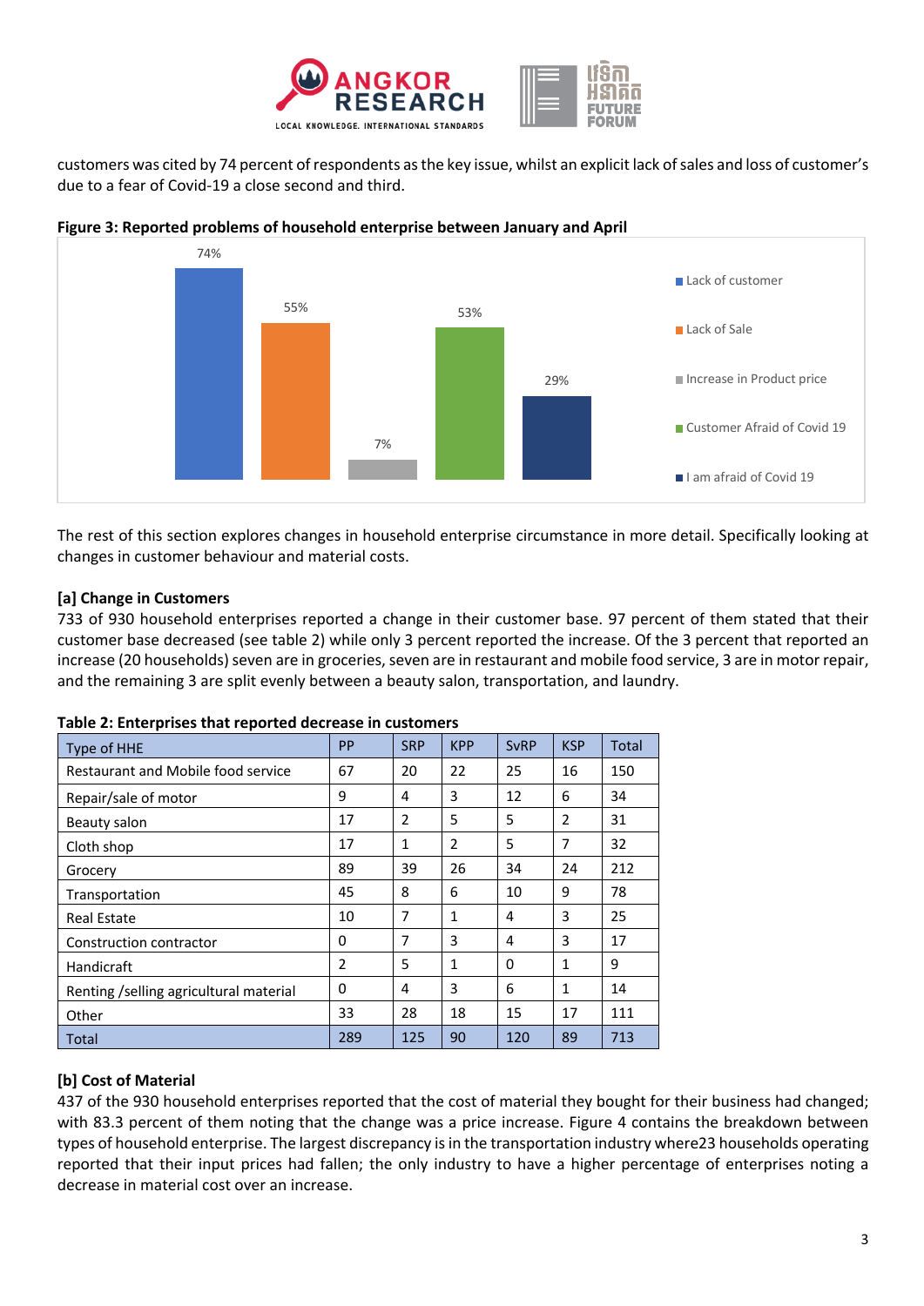customers was cited by 74 percent of respondents as the key issue, whilst an explicit lack of sales and loss of customer's due to a fear of Covid-19 a close second and third.

**Figure 3: Reported problems of household enterprise between January and April**

| Problem | Percent |
|---|---|
| Lack of customer | 74% |
| Lack of Sale | 55% |
| Increase in Product price | 7% |
| Customer Afraid of Covid 19 | 53% |
| I am afraid of Covid 19 | 29% |

The rest of this section explores changes in household enterprise circumstance in more detail. Specifically looking at changes in customer behaviour and material costs.

### [a] Change in Customers

733 of 930 household enterprises reported a change in their customer base. 97 percent of them stated that their customer base decreased (see table 2) while only 3 percent reported the increase. Of the 3 percent that reported an increase (20 households) seven are in groceries, seven are in restaurant and mobile food service, 3 are in motor repair, and the remaining 3 are split evenly between a beauty salon, transportation, and laundry.

**Table 2: Enterprises that reported decrease in customers**

| Type of HHE | PP | SRP | KPP | SvRP | KSP | Total |
|---|---|---|---|---|---|---|
| Restaurant and Mobile food service | 67 | 20 | 22 | 25 | 16 | 150 |
| Repair/sale of motor | 9 | 4 | 3 | 12 | 6 | 34 |
| Beauty salon | 17 | 2 | 5 | 5 | 2 | 31 |
| Cloth shop | 17 | 1 | 2 | 5 | 7 | 32 |
| Grocery | 89 | 39 | 26 | 34 | 24 | 212 |
| Transportation | 45 | 8 | 6 | 10 | 9 | 78 |
| Real Estate | 10 | 7 | 1 | 4 | 3 | 25 |
| Construction contractor | 0 | 7 | 3 | 4 | 3 | 17 |
| Handicraft | 2 | 5 | 1 | 0 | 1 | 9 |
| Renting /selling agricultural material | 0 | 4 | 3 | 6 | 1 | 14 |
| Other | 33 | 28 | 18 | 15 | 17 | 111 |
| Total | 289 | 125 | 90 | 120 | 89 | 713 |

### [b] Cost of Material

437 of the 930 household enterprises reported that the cost of material they bought for their business had changed; with 83.3 percent of them noting that the change was a price increase. Figure 4 contains the breakdown between types of household enterprise. The largest discrepancy is in the transportation industry where23 households operating reported that their input prices had fallen; the only industry to have a higher percentage of enterprises noting a decrease in material cost over an increase.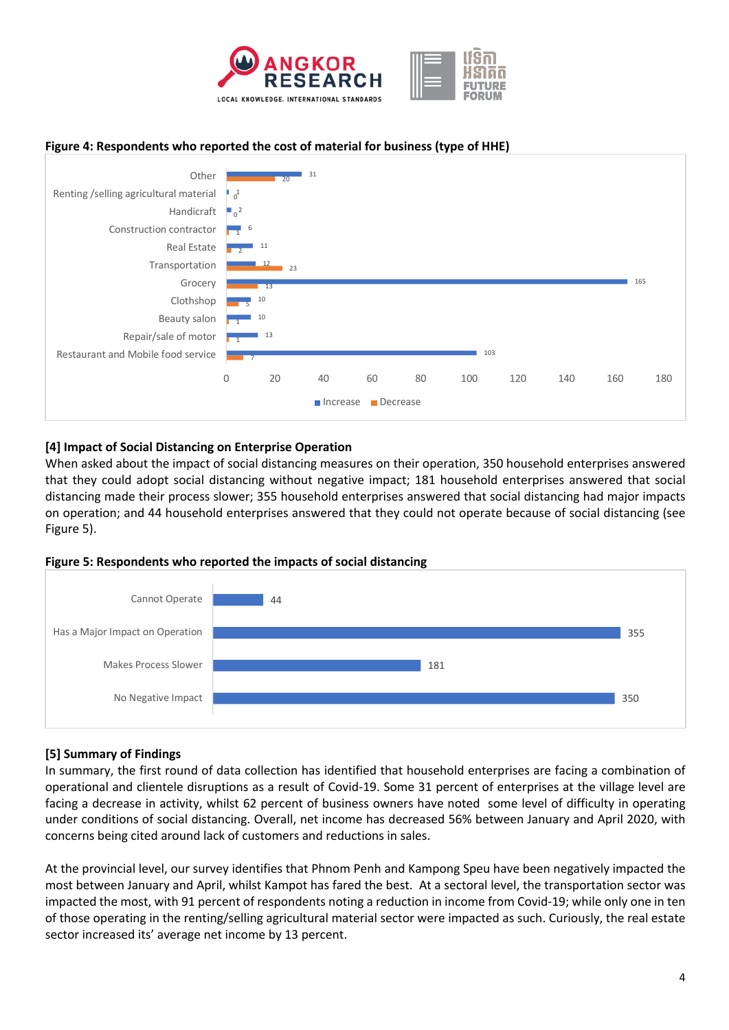**Figure 4: Respondents who reported the cost of material for business (type of HHE)**

Other 31 20
Renting /selling agricultural material 1 0
Handicraft 2 0
Construction contractor 6 1
Real Estate 11 2
Transportation 12 23
Grocery 165 13
Clothshop 10 5
Beauty salon 10 1
Repair/sale of motor 13 1
Restaurant and Mobile food service 103 7

0 20 40 60 80 100 120 140 160 180

Increase Decrease

## [4] Impact of Social Distancing on Enterprise Operation

When asked about the impact of social distancing measures on their operation, 350 household enterprises answered that they could adopt social distancing without negative impact; 181 household enterprises answered that social distancing made their process slower; 355 household enterprises answered that social distancing had major impacts on operation; and 44 household enterprises answered that they could not operate because of social distancing (see Figure 5).

**Figure 5: Respondents who reported the impacts of social distancing**

Cannot Operate 44
Has a Major Impact on Operation 355
Makes Process Slower 181
No Negative Impact 350

## [5] Summary of Findings

In summary, the first round of data collection has identified that household enterprises are facing a combination of operational and clientele disruptions as a result of Covid-19. Some 31 percent of enterprises at the village level are facing a decrease in activity, whilst 62 percent of business owners have noted some level of difficulty in operating under conditions of social distancing. Overall, net income has decreased 56% between January and April 2020, with concerns being cited around lack of customers and reductions in sales.

At the provincial level, our survey identifies that Phnom Penh and Kampong Speu have been negatively impacted the most between January and April, whilst Kampot has fared the best. At a sectoral level, the transportation sector was impacted the most, with 91 percent of respondents noting a reduction in income from Covid-19; while only one in ten of those operating in the renting/selling agricultural material sector were impacted as such. Curiously, the real estate sector increased its' average net income by 13 percent.